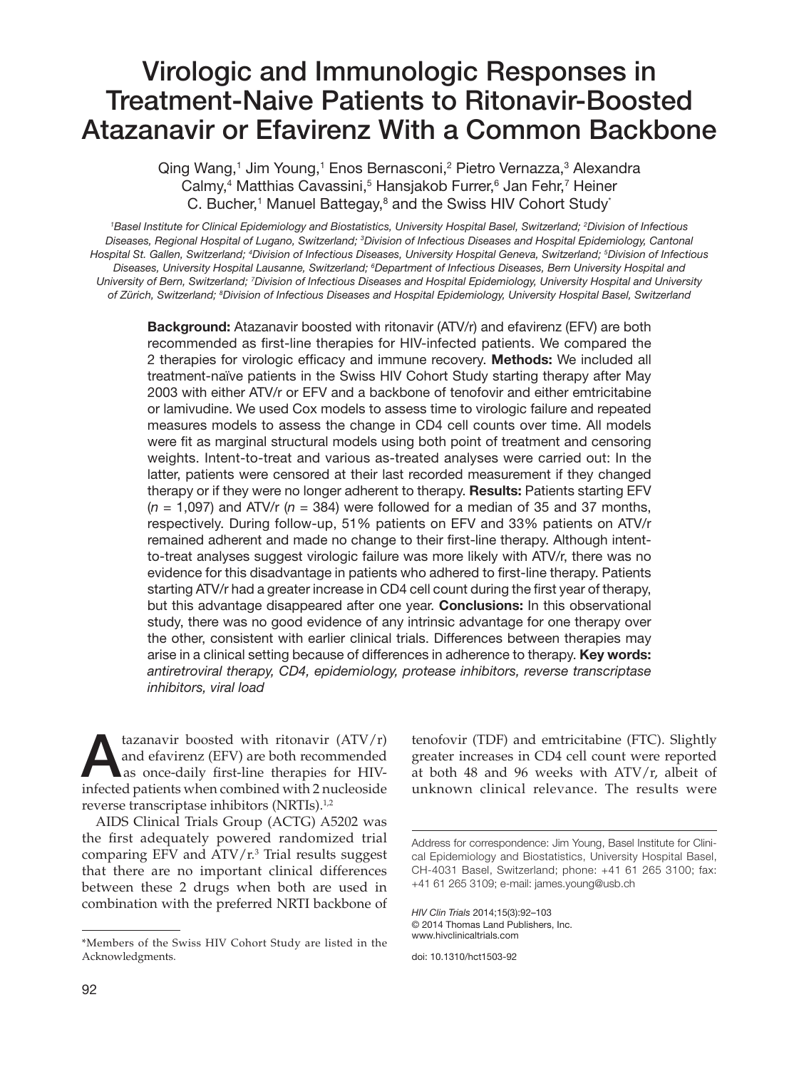# Virologic and Immunologic Responses in Treatment-Naive Patients to Ritonavir-Boosted Atazanavir or Efavirenz With a Common Backbone

Qing Wang,[1] Jim Young,[1] Enos Bernasconi,[2] Pietro Vernazza,[3] Alexandra Calmy,[4] Matthias Cavassini,[5] Hansjakob Furrer,[6] Jan Fehr,[7] Heiner C. Bucher,[1] Manuel Battegay,[8] and the Swiss HIV Cohort Study[*]

*[1]Basel Institute for Clinical Epidemiology and Biostatistics, University Hospital Basel, Switzerland; [2]Division of Infectious Diseases, Regional Hospital of Lugano, Switzerland; [3]Division of Infectious Diseases and Hospital Epidemiology, Cantonal Hospital St. Gallen, Switzerland; [4]Division of Infectious Diseases, University Hospital Geneva, Switzerland; [5]Division of Infectious Diseases, University Hospital Lausanne, Switzerland; [6]Department of Infectious Diseases, Bern University Hospital and University of Bern, Switzerland; [7]Division of Infectious Diseases and Hospital Epidemiology, University Hospital and University of Zürich, Switzerland; [8]Division of Infectious Diseases and Hospital Epidemiology, University Hospital Basel, Switzerland*

**Background:** Atazanavir boosted with ritonavir (ATV/r) and efavirenz (EFV) are both recommended as first-line therapies for HIV-infected patients. We compared the 2 therapies for virologic efficacy and immune recovery. **Methods:** We included all treatment-naïve patients in the Swiss HIV Cohort Study starting therapy after May 2003 with either ATV/r or EFV and a backbone of tenofovir and either emtricitabine or lamivudine. We used Cox models to assess time to virologic failure and repeated measures models to assess the change in CD4 cell counts over time. All models were fit as marginal structural models using both point of treatment and censoring weights. Intent-to-treat and various as-treated analyses were carried out: In the latter, patients were censored at their last recorded measurement if they changed therapy or if they were no longer adherent to therapy. **Results:** Patients starting EFV ($n$ = 1,097) and ATV/r ($n$ = 384) were followed for a median of 35 and 37 months, respectively. During follow-up, 51% patients on EFV and 33% patients on ATV/r remained adherent and made no change to their first-line therapy. Although intent-to-treat analyses suggest virologic failure was more likely with ATV/r, there was no evidence for this disadvantage in patients who adhered to first-line therapy. Patients starting ATV/r had a greater increase in CD4 cell count during the first year of therapy, but this advantage disappeared after one year. **Conclusions:** In this observational study, there was no good evidence of any intrinsic advantage for one therapy over the other, consistent with earlier clinical trials. Differences between therapies may arise in a clinical setting because of differences in adherence to therapy. **Key words:** *antiretroviral therapy, CD4, epidemiology, protease inhibitors, reverse transcriptase inhibitors, viral load*

Atazanavir boosted with ritonavir (ATV/r) and efavirenz (EFV) are both recommended as once-daily first-line therapies for HIV-infected patients when combined with 2 nucleoside reverse transcriptase inhibitors (NRTIs).[1,2]

AIDS Clinical Trials Group (ACTG) A5202 was the first adequately powered randomized trial comparing EFV and ATV/r.[3] Trial results suggest that there are no important clinical differences between these 2 drugs when both are used in combination with the preferred NRTI backbone of tenofovir (TDF) and emtricitabine (FTC). Slightly greater increases in CD4 cell count were reported at both 48 and 96 weeks with ATV/r, albeit of unknown clinical relevance. The results were

\*Members of the Swiss HIV Cohort Study are listed in the Acknowledgments.

Address for correspondence: Jim Young, Basel Institute for Clinical Epidemiology and Biostatistics, University Hospital Basel, CH-4031 Basel, Switzerland; phone: +41 61 265 3100; fax: +41 61 265 3109; e-mail: james.young@usb.ch

*HIV Clin Trials* 2014;15(3):92–103
© 2014 Thomas Land Publishers, Inc.
www.hivclinicaltrials.com

doi: 10.1310/hct1503-92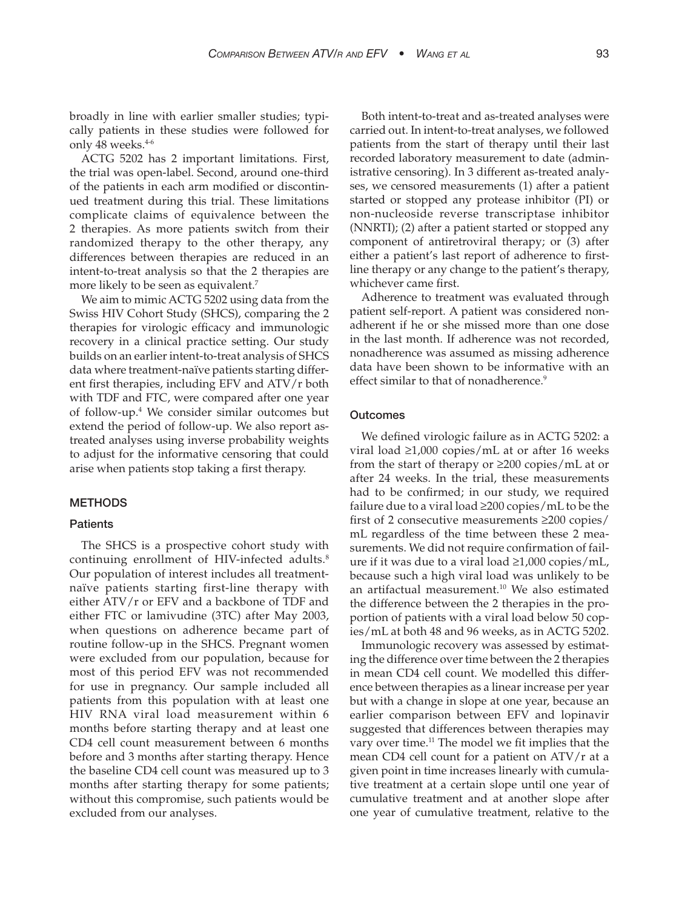broadly in line with earlier smaller studies; typically patients in these studies were followed for only 48 weeks.[4-6]

ACTG 5202 has 2 important limitations. First, the trial was open-label. Second, around one-third of the patients in each arm modified or discontinued treatment during this trial. These limitations complicate claims of equivalence between the 2 therapies. As more patients switch from their randomized therapy to the other therapy, any differences between therapies are reduced in an intent-to-treat analysis so that the 2 therapies are more likely to be seen as equivalent.[7]

We aim to mimic ACTG 5202 using data from the Swiss HIV Cohort Study (SHCS), comparing the 2 therapies for virologic efficacy and immunologic recovery in a clinical practice setting. Our study builds on an earlier intent-to-treat analysis of SHCS data where treatment-naïve patients starting different first therapies, including EFV and ATV/r both with TDF and FTC, were compared after one year of follow-up.[4] We consider similar outcomes but extend the period of follow-up. We also report as-treated analyses using inverse probability weights to adjust for the informative censoring that could arise when patients stop taking a first therapy.

## METHODS

### Patients

The SHCS is a prospective cohort study with continuing enrollment of HIV-infected adults.[8] Our population of interest includes all treatment-naïve patients starting first-line therapy with either ATV/r or EFV and a backbone of TDF and either FTC or lamivudine (3TC) after May 2003, when questions on adherence became part of routine follow-up in the SHCS. Pregnant women were excluded from our population, because for most of this period EFV was not recommended for use in pregnancy. Our sample included all patients from this population with at least one HIV RNA viral load measurement within 6 months before starting therapy and at least one CD4 cell count measurement between 6 months before and 3 months after starting therapy. Hence the baseline CD4 cell count was measured up to 3 months after starting therapy for some patients; without this compromise, such patients would be excluded from our analyses.

Both intent-to-treat and as-treated analyses were carried out. In intent-to-treat analyses, we followed patients from the start of therapy until their last recorded laboratory measurement to date (administrative censoring). In 3 different as-treated analyses, we censored measurements (1) after a patient started or stopped any protease inhibitor (PI) or non-nucleoside reverse transcriptase inhibitor (NNRTI); (2) after a patient started or stopped any component of antiretroviral therapy; or (3) after either a patient's last report of adherence to first-line therapy or any change to the patient's therapy, whichever came first.

Adherence to treatment was evaluated through patient self-report. A patient was considered nonadherent if he or she missed more than one dose in the last month. If adherence was not recorded, nonadherence was assumed as missing adherence data have been shown to be informative with an effect similar to that of nonadherence.[9]

### Outcomes

We defined virologic failure as in ACTG 5202: a viral load ≥1,000 copies/mL at or after 16 weeks from the start of therapy or ≥200 copies/mL at or after 24 weeks. In the trial, these measurements had to be confirmed; in our study, we required failure due to a viral load ≥200 copies/mL to be the first of 2 consecutive measurements ≥200 copies/mL regardless of the time between these 2 measurements. We did not require confirmation of failure if it was due to a viral load ≥1,000 copies/mL, because such a high viral load was unlikely to be an artifactual measurement.[10] We also estimated the difference between the 2 therapies in the proportion of patients with a viral load below 50 copies/mL at both 48 and 96 weeks, as in ACTG 5202.

Immunologic recovery was assessed by estimating the difference over time between the 2 therapies in mean CD4 cell count. We modelled this difference between therapies as a linear increase per year but with a change in slope at one year, because an earlier comparison between EFV and lopinavir suggested that differences between therapies may vary over time.[11] The model we fit implies that the mean CD4 cell count for a patient on ATV/r at a given point in time increases linearly with cumulative treatment at a certain slope until one year of cumulative treatment and at another slope after one year of cumulative treatment, relative to the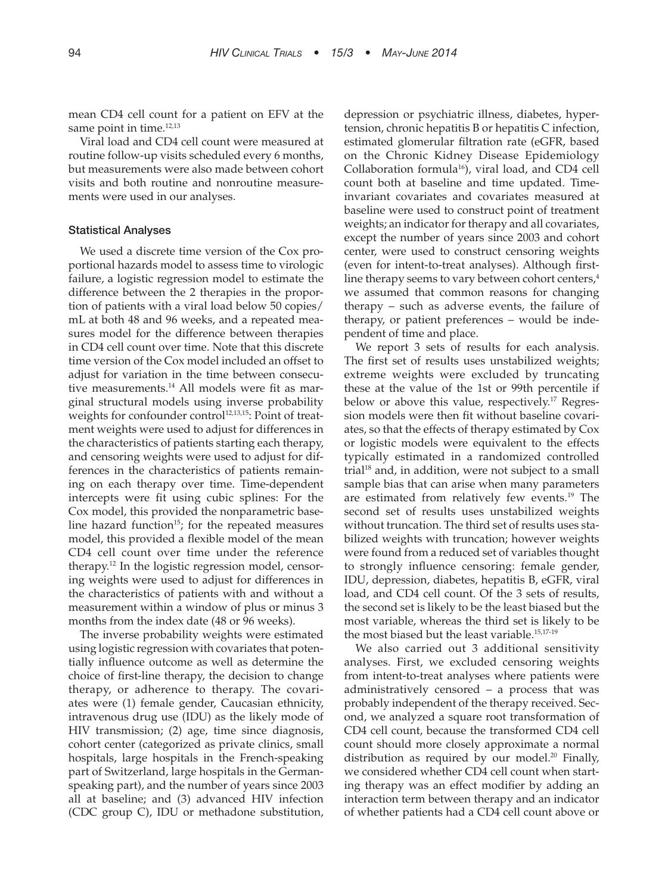mean CD4 cell count for a patient on EFV at the same point in time.[12,13]

Viral load and CD4 cell count were measured at routine follow-up visits scheduled every 6 months, but measurements were also made between cohort visits and both routine and nonroutine measurements were used in our analyses.

### Statistical Analyses

We used a discrete time version of the Cox proportional hazards model to assess time to virologic failure, a logistic regression model to estimate the difference between the 2 therapies in the proportion of patients with a viral load below 50 copies/mL at both 48 and 96 weeks, and a repeated measures model for the difference between therapies in CD4 cell count over time. Note that this discrete time version of the Cox model included an offset to adjust for variation in the time between consecutive measurements.[14] All models were fit as marginal structural models using inverse probability weights for confounder control[12,13,15]: Point of treatment weights were used to adjust for differences in the characteristics of patients starting each therapy, and censoring weights were used to adjust for differences in the characteristics of patients remaining on each therapy over time. Time-dependent intercepts were fit using cubic splines: For the Cox model, this provided the nonparametric baseline hazard function[15]; for the repeated measures model, this provided a flexible model of the mean CD4 cell count over time under the reference therapy.[12] In the logistic regression model, censoring weights were used to adjust for differences in the characteristics of patients with and without a measurement within a window of plus or minus 3 months from the index date (48 or 96 weeks).

The inverse probability weights were estimated using logistic regression with covariates that potentially influence outcome as well as determine the choice of first-line therapy, the decision to change therapy, or adherence to therapy. The covariates were (1) female gender, Caucasian ethnicity, intravenous drug use (IDU) as the likely mode of HIV transmission; (2) age, time since diagnosis, cohort center (categorized as private clinics, small hospitals, large hospitals in the French-speaking part of Switzerland, large hospitals in the German-speaking part), and the number of years since 2003 all at baseline; and (3) advanced HIV infection (CDC group C), IDU or methadone substitution, depression or psychiatric illness, diabetes, hypertension, chronic hepatitis B or hepatitis C infection, estimated glomerular filtration rate (eGFR, based on the Chronic Kidney Disease Epidemiology Collaboration formula[16]), viral load, and CD4 cell count both at baseline and time updated. Time-invariant covariates and covariates measured at baseline were used to construct point of treatment weights; an indicator for therapy and all covariates, except the number of years since 2003 and cohort center, were used to construct censoring weights (even for intent-to-treat analyses). Although first-line therapy seems to vary between cohort centers,[4] we assumed that common reasons for changing therapy – such as adverse events, the failure of therapy, or patient preferences – would be independent of time and place.

We report 3 sets of results for each analysis. The first set of results uses unstabilized weights; extreme weights were excluded by truncating these at the value of the 1st or 99th percentile if below or above this value, respectively.[17] Regression models were then fit without baseline covariates, so that the effects of therapy estimated by Cox or logistic models were equivalent to the effects typically estimated in a randomized controlled trial[18] and, in addition, were not subject to a small sample bias that can arise when many parameters are estimated from relatively few events.[19] The second set of results uses unstabilized weights without truncation. The third set of results uses stabilized weights with truncation; however weights were found from a reduced set of variables thought to strongly influence censoring: female gender, IDU, depression, diabetes, hepatitis B, eGFR, viral load, and CD4 cell count. Of the 3 sets of results, the second set is likely to be the least biased but the most variable, whereas the third set is likely to be the most biased but the least variable.[15,17-19]

We also carried out 3 additional sensitivity analyses. First, we excluded censoring weights from intent-to-treat analyses where patients were administratively censored – a process that was probably independent of the therapy received. Second, we analyzed a square root transformation of CD4 cell count, because the transformed CD4 cell count should more closely approximate a normal distribution as required by our model.[20] Finally, we considered whether CD4 cell count when starting therapy was an effect modifier by adding an interaction term between therapy and an indicator of whether patients had a CD4 cell count above or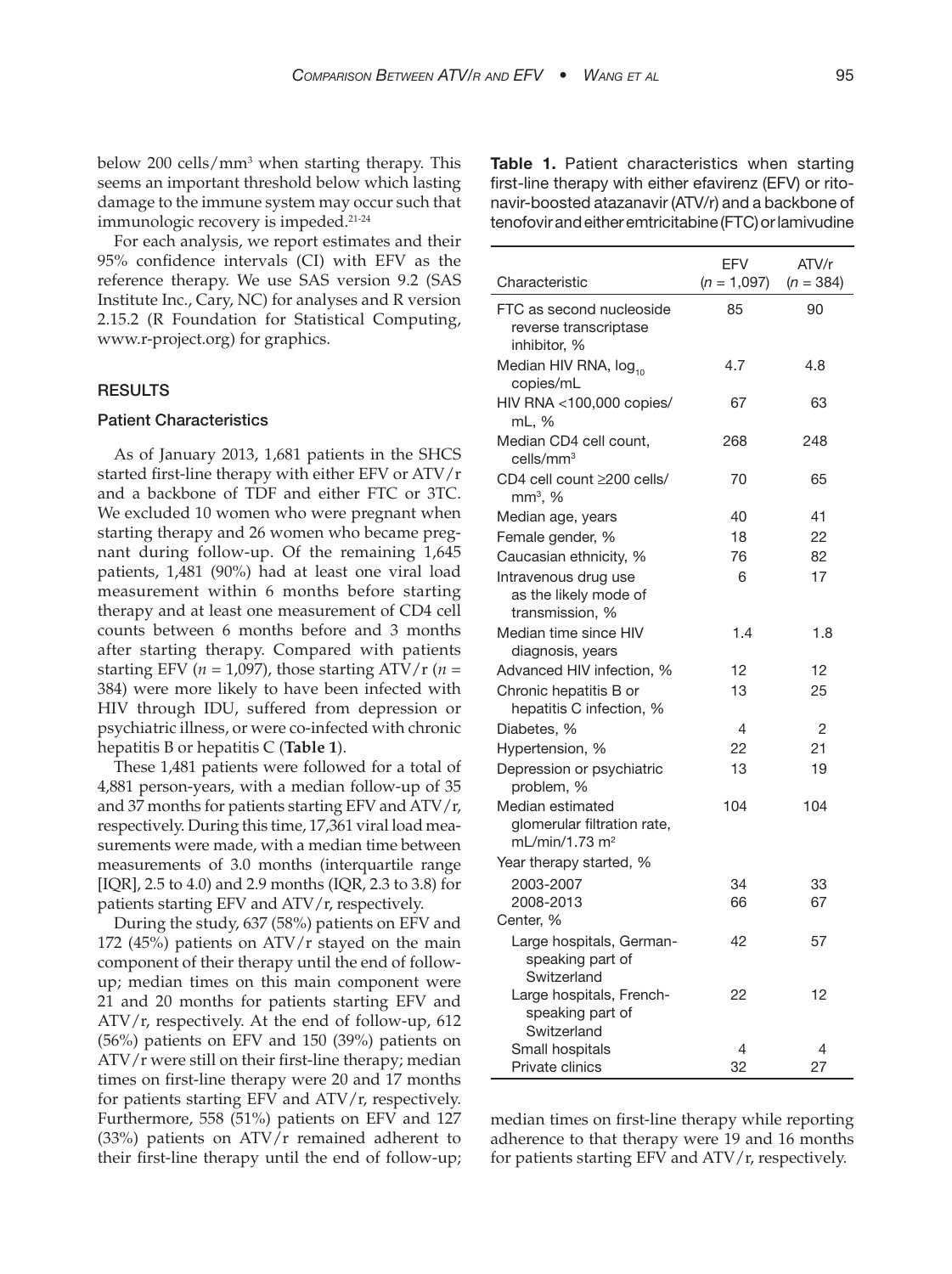below 200 cells/mm³ when starting therapy. This seems an important threshold below which lasting damage to the immune system may occur such that immunologic recovery is impeded.[21-24]

For each analysis, we report estimates and their 95% confidence intervals (CI) with EFV as the reference therapy. We use SAS version 9.2 (SAS Institute Inc., Cary, NC) for analyses and R version 2.15.2 (R Foundation for Statistical Computing, www.r-project.org) for graphics.

## RESULTS

### Patient Characteristics

As of January 2013, 1,681 patients in the SHCS started first-line therapy with either EFV or ATV/r and a backbone of TDF and either FTC or 3TC. We excluded 10 women who were pregnant when starting therapy and 26 women who became pregnant during follow-up. Of the remaining 1,645 patients, 1,481 (90%) had at least one viral load measurement within 6 months before starting therapy and at least one measurement of CD4 cell counts between 6 months before and 3 months after starting therapy. Compared with patients starting EFV (*n* = 1,097), those starting ATV/r (*n* = 384) were more likely to have been infected with HIV through IDU, suffered from depression or psychiatric illness, or were co-infected with chronic hepatitis B or hepatitis C (**Table 1**).

These 1,481 patients were followed for a total of 4,881 person-years, with a median follow-up of 35 and 37 months for patients starting EFV and ATV/r, respectively. During this time, 17,361 viral load measurements were made, with a median time between measurements of 3.0 months (interquartile range [IQR], 2.5 to 4.0) and 2.9 months (IQR, 2.3 to 3.8) for patients starting EFV and ATV/r, respectively.

During the study, 637 (58%) patients on EFV and 172 (45%) patients on ATV/r stayed on the main component of their therapy until the end of follow-up; median times on this main component were 21 and 20 months for patients starting EFV and ATV/r, respectively. At the end of follow-up, 612 (56%) patients on EFV and 150 (39%) patients on ATV/r were still on their first-line therapy; median times on first-line therapy were 20 and 17 months for patients starting EFV and ATV/r, respectively. Furthermore, 558 (51%) patients on EFV and 127 (33%) patients on ATV/r remained adherent to their first-line therapy until the end of follow-up; median times on first-line therapy while reporting adherence to that therapy were 19 and 16 months for patients starting EFV and ATV/r, respectively.

**Table 1.** Patient characteristics when starting first-line therapy with either efavirenz (EFV) or ritonavir-boosted atazanavir (ATV/r) and a backbone of tenofovir and either emtricitabine (FTC) or lamivudine

| Characteristic | EFV (*n* = 1,097) | ATV/r (*n* = 384) |
|---|---|---|
| FTC as second nucleoside reverse transcriptase inhibitor, % | 85 | 90 |
| Median HIV RNA, $\log_{10}$ copies/mL | 4.7 | 4.8 |
| HIV RNA <100,000 copies/mL, % | 67 | 63 |
| Median CD4 cell count, cells/mm³ | 268 | 248 |
| CD4 cell count ≥200 cells/mm³, % | 70 | 65 |
| Median age, years | 40 | 41 |
| Female gender, % | 18 | 22 |
| Caucasian ethnicity, % | 76 | 82 |
| Intravenous drug use as the likely mode of transmission, % | 6 | 17 |
| Median time since HIV diagnosis, years | 1.4 | 1.8 |
| Advanced HIV infection, % | 12 | 12 |
| Chronic hepatitis B or hepatitis C infection, % | 13 | 25 |
| Diabetes, % | 4 | 2 |
| Hypertension, % | 22 | 21 |
| Depression or psychiatric problem, % | 13 | 19 |
| Median estimated glomerular filtration rate, mL/min/1.73 m² | 104 | 104 |
| Year therapy started, % | | |
| 2003-2007 | 34 | 33 |
| 2008-2013 | 66 | 67 |
| Center, % | | |
| Large hospitals, German-speaking part of Switzerland | 42 | 57 |
| Large hospitals, French-speaking part of Switzerland | 22 | 12 |
| Small hospitals | 4 | 4 |
| Private clinics | 32 | 27 |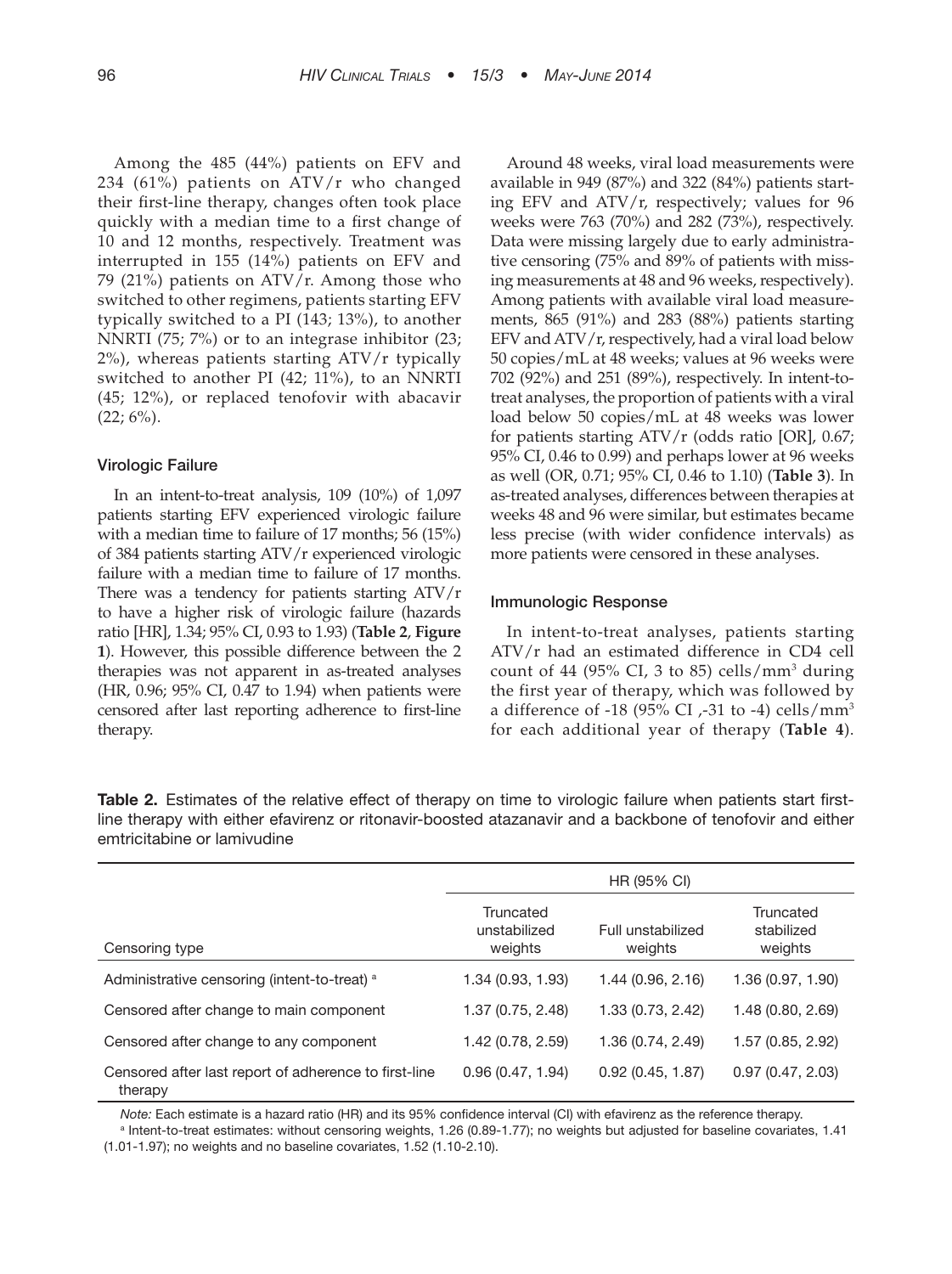Among the 485 (44%) patients on EFV and 234 (61%) patients on ATV/r who changed their first-line therapy, changes often took place quickly with a median time to a first change of 10 and 12 months, respectively. Treatment was interrupted in 155 (14%) patients on EFV and 79 (21%) patients on ATV/r. Among those who switched to other regimens, patients starting EFV typically switched to a PI (143; 13%), to another NNRTI (75; 7%) or to an integrase inhibitor (23; 2%), whereas patients starting ATV/r typically switched to another PI (42; 11%), to an NNRTI (45; 12%), or replaced tenofovir with abacavir (22; 6%).

### Virologic Failure

In an intent-to-treat analysis, 109 (10%) of 1,097 patients starting EFV experienced virologic failure with a median time to failure of 17 months; 56 (15%) of 384 patients starting ATV/r experienced virologic failure with a median time to failure of 17 months. There was a tendency for patients starting ATV/r to have a higher risk of virologic failure (hazards ratio [HR], 1.34; 95% CI, 0.93 to 1.93) (**Table 2**, **Figure 1**). However, this possible difference between the 2 therapies was not apparent in as-treated analyses (HR, 0.96; 95% CI, 0.47 to 1.94) when patients were censored after last reporting adherence to first-line therapy.

Around 48 weeks, viral load measurements were available in 949 (87%) and 322 (84%) patients starting EFV and ATV/r, respectively; values for 96 weeks were 763 (70%) and 282 (73%), respectively. Data were missing largely due to early administrative censoring (75% and 89% of patients with missing measurements at 48 and 96 weeks, respectively). Among patients with available viral load measurements, 865 (91%) and 283 (88%) patients starting EFV and ATV/r, respectively, had a viral load below 50 copies/mL at 48 weeks; values at 96 weeks were 702 (92%) and 251 (89%), respectively. In intent-to-treat analyses, the proportion of patients with a viral load below 50 copies/mL at 48 weeks was lower for patients starting ATV/r (odds ratio [OR], 0.67; 95% CI, 0.46 to 0.99) and perhaps lower at 96 weeks as well (OR, 0.71; 95% CI, 0.46 to 1.10) (**Table 3**). In as-treated analyses, differences between therapies at weeks 48 and 96 were similar, but estimates became less precise (with wider confidence intervals) as more patients were censored in these analyses.

### Immunologic Response

In intent-to-treat analyses, patients starting ATV/r had an estimated difference in CD4 cell count of 44 (95% CI, 3 to 85) cells/mm$^3$ during the first year of therapy, which was followed by a difference of -18 (95% CI ,-31 to -4) cells/mm$^3$ for each additional year of therapy (**Table 4**).

**Table 2.** Estimates of the relative effect of therapy on time to virologic failure when patients start first-line therapy with either efavirenz or ritonavir-boosted atazanavir and a backbone of tenofovir and either emtricitabine or lamivudine

| | HR (95% CI) | | |
|---|---|---|---|
| Censoring type | Truncated unstabilized weights | Full unstabilized weights | Truncated stabilized weights |
| Administrative censoring (intent-to-treat) [a] | 1.34 (0.93, 1.93) | 1.44 (0.96, 2.16) | 1.36 (0.97, 1.90) |
| Censored after change to main component | 1.37 (0.75, 2.48) | 1.33 (0.73, 2.42) | 1.48 (0.80, 2.69) |
| Censored after change to any component | 1.42 (0.78, 2.59) | 1.36 (0.74, 2.49) | 1.57 (0.85, 2.92) |
| Censored after last report of adherence to first-line therapy | 0.96 (0.47, 1.94) | 0.92 (0.45, 1.87) | 0.97 (0.47, 2.03) |

*Note:* Each estimate is a hazard ratio (HR) and its 95% confidence interval (CI) with efavirenz as the reference therapy.

[a] Intent-to-treat estimates: without censoring weights, 1.26 (0.89-1.77); no weights but adjusted for baseline covariates, 1.41 (1.01-1.97); no weights and no baseline covariates, 1.52 (1.10-2.10).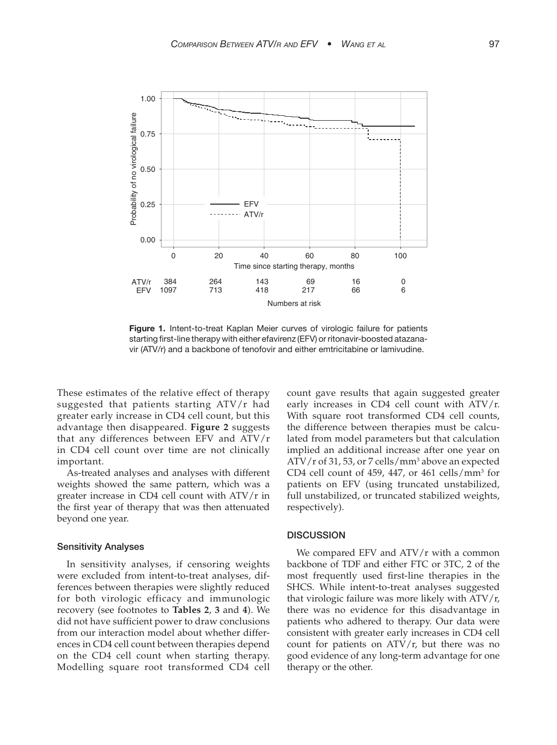**Figure 1.** Intent-to-treat Kaplan Meier curves of virologic failure for patients starting first-line therapy with either efavirenz (EFV) or ritonavir-boosted atazanavir (ATV/r) and a backbone of tenofovir and either emtricitabine or lamivudine.

These estimates of the relative effect of therapy suggested that patients starting ATV/r had greater early increase in CD4 cell count, but this advantage then disappeared. **Figure 2** suggests that any differences between EFV and ATV/r in CD4 cell count over time are not clinically important.

As-treated analyses and analyses with different weights showed the same pattern, which was a greater increase in CD4 cell count with ATV/r in the first year of therapy that was then attenuated beyond one year.

### Sensitivity Analyses

In sensitivity analyses, if censoring weights were excluded from intent-to-treat analyses, differences between therapies were slightly reduced for both virologic efficacy and immunologic recovery (see footnotes to **Tables 2**, **3** and **4**). We did not have sufficient power to draw conclusions from our interaction model about whether differences in CD4 cell count between therapies depend on the CD4 cell count when starting therapy. Modelling square root transformed CD4 cell count gave results that again suggested greater early increases in CD4 cell count with ATV/r. With square root transformed CD4 cell counts, the difference between therapies must be calculated from model parameters but that calculation implied an additional increase after one year on ATV/r of 31, 53, or 7 cells/mm$^3$ above an expected CD4 cell count of 459, 447, or 461 cells/mm$^3$ for patients on EFV (using truncated unstabilized, full unstabilized, or truncated stabilized weights, respectively).

## DISCUSSION

We compared EFV and ATV/r with a common backbone of TDF and either FTC or 3TC, 2 of the most frequently used first-line therapies in the SHCS. While intent-to-treat analyses suggested that virologic failure was more likely with ATV/r, there was no evidence for this disadvantage in patients who adhered to therapy. Our data were consistent with greater early increases in CD4 cell count for patients on ATV/r, but there was no good evidence of any long-term advantage for one therapy or the other.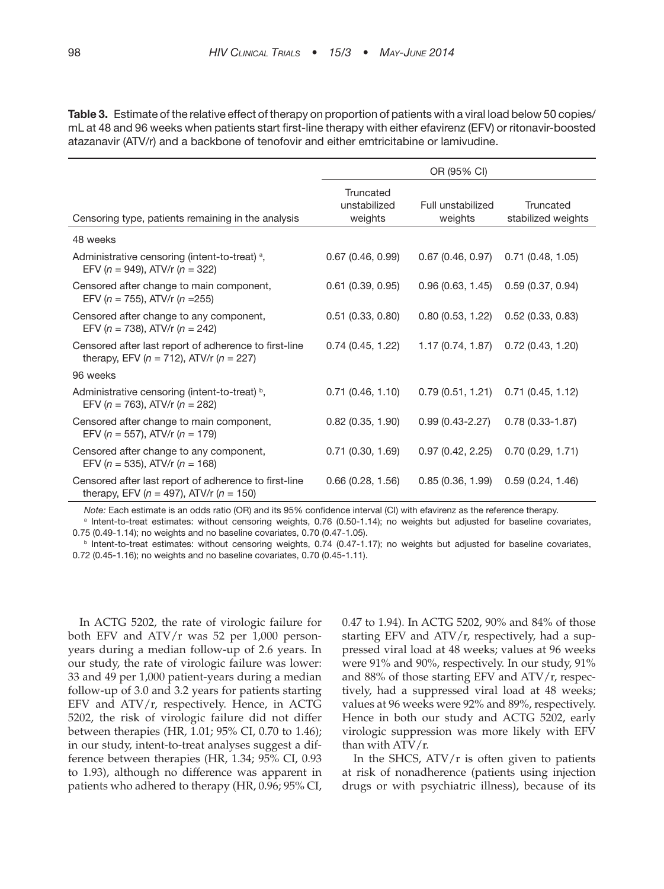**Table 3.** Estimate of the relative effect of therapy on proportion of patients with a viral load below 50 copies/mL at 48 and 96 weeks when patients start first-line therapy with either efavirenz (EFV) or ritonavir-boosted atazanavir (ATV/r) and a backbone of tenofovir and either emtricitabine or lamivudine.

| | OR (95% CI) | | |
|---|---|---|---|
| Censoring type, patients remaining in the analysis | Truncated unstabilized weights | Full unstabilized weights | Truncated stabilized weights |
| 48 weeks | | | |
| Administrative censoring (intent-to-treat) [a], EFV ($n$ = 949), ATV/r ($n$ = 322) | 0.67 (0.46, 0.99) | 0.67 (0.46, 0.97) | 0.71 (0.48, 1.05) |
| Censored after change to main component, EFV ($n$ = 755), ATV/r ($n$ =255) | 0.61 (0.39, 0.95) | 0.96 (0.63, 1.45) | 0.59 (0.37, 0.94) |
| Censored after change to any component, EFV ($n$ = 738), ATV/r ($n$ = 242) | 0.51 (0.33, 0.80) | 0.80 (0.53, 1.22) | 0.52 (0.33, 0.83) |
| Censored after last report of adherence to first-line therapy, EFV ($n$ = 712), ATV/r ($n$ = 227) | 0.74 (0.45, 1.22) | 1.17 (0.74, 1.87) | 0.72 (0.43, 1.20) |
| 96 weeks | | | |
| Administrative censoring (intent-to-treat) [b], EFV ($n$ = 763), ATV/r ($n$ = 282) | 0.71 (0.46, 1.10) | 0.79 (0.51, 1.21) | 0.71 (0.45, 1.12) |
| Censored after change to main component, EFV ($n$ = 557), ATV/r ($n$ = 179) | 0.82 (0.35, 1.90) | 0.99 (0.43-2.27) | 0.78 (0.33-1.87) |
| Censored after change to any component, EFV ($n$ = 535), ATV/r ($n$ = 168) | 0.71 (0.30, 1.69) | 0.97 (0.42, 2.25) | 0.70 (0.29, 1.71) |
| Censored after last report of adherence to first-line therapy, EFV ($n$ = 497), ATV/r ($n$ = 150) | 0.66 (0.28, 1.56) | 0.85 (0.36, 1.99) | 0.59 (0.24, 1.46) |

*Note:* Each estimate is an odds ratio (OR) and its 95% confidence interval (CI) with efavirenz as the reference therapy.

[a] Intent-to-treat estimates: without censoring weights, 0.76 (0.50-1.14); no weights but adjusted for baseline covariates, 0.75 (0.49-1.14); no weights and no baseline covariates, 0.70 (0.47-1.05).

[b] Intent-to-treat estimates: without censoring weights, 0.74 (0.47-1.17); no weights but adjusted for baseline covariates, 0.72 (0.45-1.16); no weights and no baseline covariates, 0.70 (0.45-1.11).

In ACTG 5202, the rate of virologic failure for both EFV and ATV/r was 52 per 1,000 person-years during a median follow-up of 2.6 years. In our study, the rate of virologic failure was lower: 33 and 49 per 1,000 patient-years during a median follow-up of 3.0 and 3.2 years for patients starting EFV and ATV/r, respectively. Hence, in ACTG 5202, the risk of virologic failure did not differ between therapies (HR, 1.01; 95% CI, 0.70 to 1.46); in our study, intent-to-treat analyses suggest a difference between therapies (HR, 1.34; 95% CI, 0.93 to 1.93), although no difference was apparent in patients who adhered to therapy (HR, 0.96; 95% CI, 0.47 to 1.94). In ACTG 5202, 90% and 84% of those starting EFV and ATV/r, respectively, had a suppressed viral load at 48 weeks; values at 96 weeks were 91% and 90%, respectively. In our study, 91% and 88% of those starting EFV and ATV/r, respectively, had a suppressed viral load at 48 weeks; values at 96 weeks were 92% and 89%, respectively. Hence in both our study and ACTG 5202, early virologic suppression was more likely with EFV than with ATV/r.

In the SHCS, ATV/r is often given to patients at risk of nonadherence (patients using injection drugs or with psychiatric illness), because of its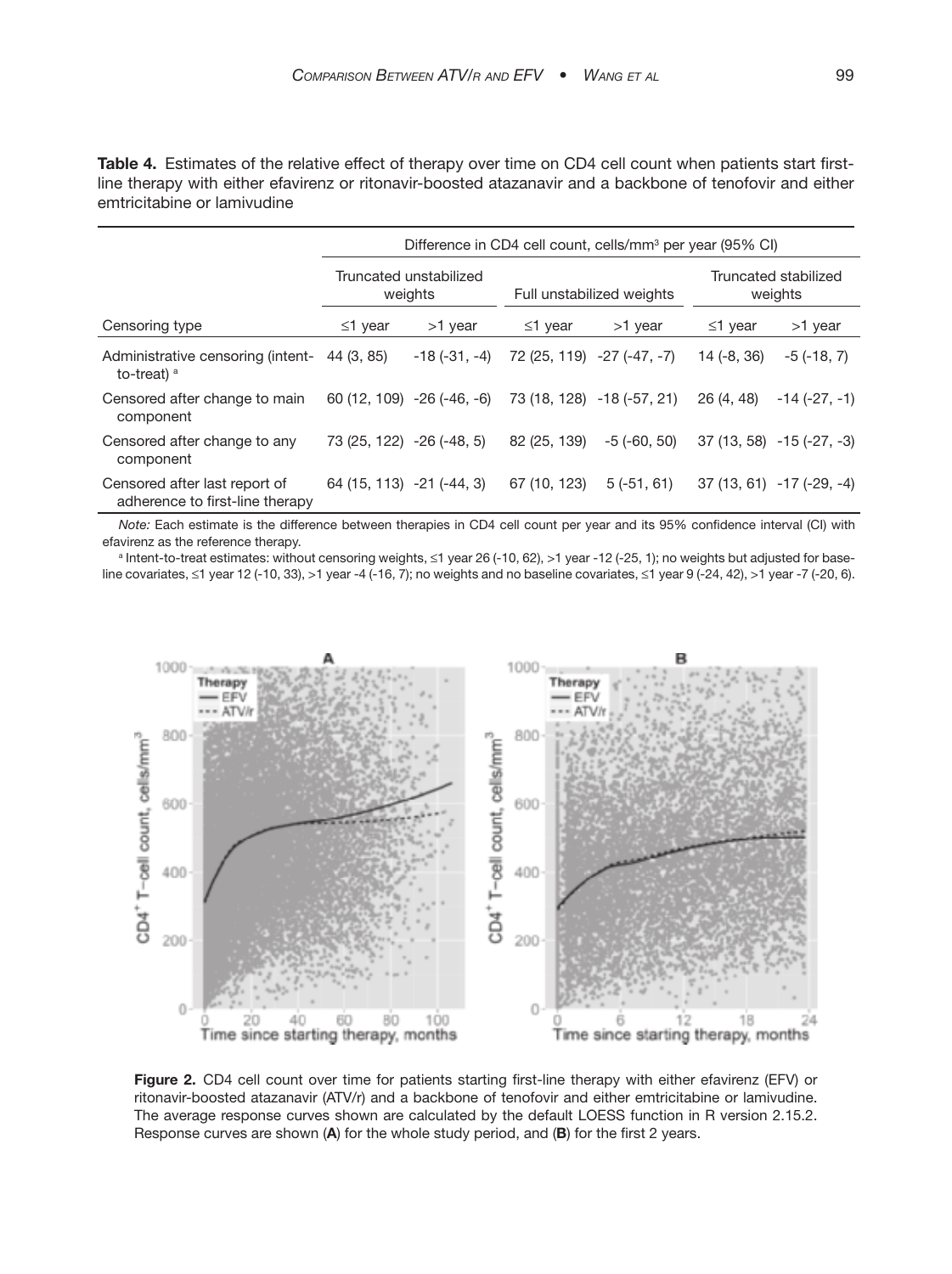**Table 4.** Estimates of the relative effect of therapy over time on CD4 cell count when patients start first-line therapy with either efavirenz or ritonavir-boosted atazanavir and a backbone of tenofovir and either emtricitabine or lamivudine

| | Difference in CD4 cell count, cells/mm³ per year (95% CI) | | | | | |
|---|---|---|---|---|---|---|
| | Truncated unstabilized weights | | Full unstabilized weights | | Truncated stabilized weights | |
| Censoring type | ≤1 year | >1 year | ≤1 year | >1 year | ≤1 year | >1 year |
| Administrative censoring (intent-to-treat) [a] | 44 (3, 85) | -18 (-31, -4) | 72 (25, 119) | -27 (-47, -7) | 14 (-8, 36) | -5 (-18, 7) |
| Censored after change to main component | 60 (12, 109) | -26 (-46, -6) | 73 (18, 128) | -18 (-57, 21) | 26 (4, 48) | -14 (-27, -1) |
| Censored after change to any component | 73 (25, 122) | -26 (-48, 5) | 82 (25, 139) | -5 (-60, 50) | 37 (13, 58) | -15 (-27, -3) |
| Censored after last report of adherence to first-line therapy | 64 (15, 113) | -21 (-44, 3) | 67 (10, 123) | 5 (-51, 61) | 37 (13, 61) | -17 (-29, -4) |

*Note:* Each estimate is the difference between therapies in CD4 cell count per year and its 95% confidence interval (CI) with efavirenz as the reference therapy.

[a] Intent-to-treat estimates: without censoring weights, ≤1 year 26 (-10, 62), >1 year -12 (-25, 1); no weights but adjusted for baseline covariates, ≤1 year 12 (-10, 33), >1 year -4 (-16, 7); no weights and no baseline covariates, ≤1 year 9 (-24, 42), >1 year -7 (-20, 6).

**Figure 2.** CD4 cell count over time for patients starting first-line therapy with either efavirenz (EFV) or ritonavir-boosted atazanavir (ATV/r) and a backbone of tenofovir and either emtricitabine or lamivudine. The average response curves shown are calculated by the default LOESS function in R version 2.15.2. Response curves are shown (**A**) for the whole study period, and (**B**) for the first 2 years.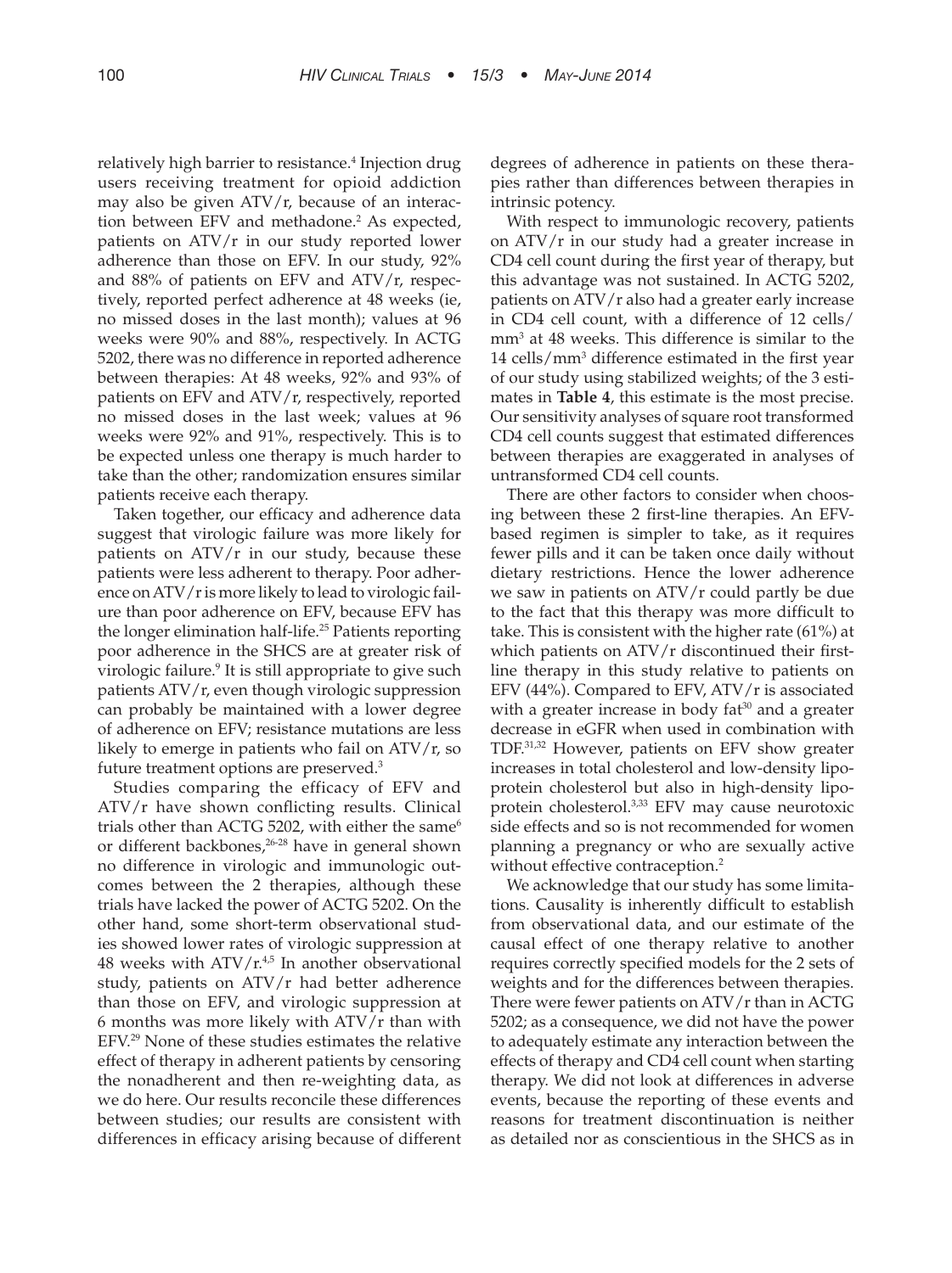relatively high barrier to resistance.[4] Injection drug users receiving treatment for opioid addiction may also be given ATV/r, because of an interaction between EFV and methadone.[2] As expected, patients on ATV/r in our study reported lower adherence than those on EFV. In our study, 92% and 88% of patients on EFV and ATV/r, respectively, reported perfect adherence at 48 weeks (ie, no missed doses in the last month); values at 96 weeks were 90% and 88%, respectively. In ACTG 5202, there was no difference in reported adherence between therapies: At 48 weeks, 92% and 93% of patients on EFV and ATV/r, respectively, reported no missed doses in the last week; values at 96 weeks were 92% and 91%, respectively. This is to be expected unless one therapy is much harder to take than the other; randomization ensures similar patients receive each therapy.

Taken together, our efficacy and adherence data suggest that virologic failure was more likely for patients on ATV/r in our study, because these patients were less adherent to therapy. Poor adherence on ATV/r is more likely to lead to virologic failure than poor adherence on EFV, because EFV has the longer elimination half-life.[25] Patients reporting poor adherence in the SHCS are at greater risk of virologic failure.[9] It is still appropriate to give such patients ATV/r, even though virologic suppression can probably be maintained with a lower degree of adherence on EFV; resistance mutations are less likely to emerge in patients who fail on ATV/r, so future treatment options are preserved.[3]

Studies comparing the efficacy of EFV and ATV/r have shown conflicting results. Clinical trials other than ACTG 5202, with either the same[6] or different backbones,[26-28] have in general shown no difference in virologic and immunologic outcomes between the 2 therapies, although these trials have lacked the power of ACTG 5202. On the other hand, some short-term observational studies showed lower rates of virologic suppression at 48 weeks with ATV/r.[4,5] In another observational study, patients on ATV/r had better adherence than those on EFV, and virologic suppression at 6 months was more likely with ATV/r than with EFV.[29] None of these studies estimates the relative effect of therapy in adherent patients by censoring the nonadherent and then re-weighting data, as we do here. Our results reconcile these differences between studies; our results are consistent with differences in efficacy arising because of different degrees of adherence in patients on these therapies rather than differences between therapies in intrinsic potency.

With respect to immunologic recovery, patients on ATV/r in our study had a greater increase in CD4 cell count during the first year of therapy, but this advantage was not sustained. In ACTG 5202, patients on ATV/r also had a greater early increase in CD4 cell count, with a difference of 12 cells/mm$^3$ at 48 weeks. This difference is similar to the 14 cells/mm$^3$ difference estimated in the first year of our study using stabilized weights; of the 3 estimates in **Table 4**, this estimate is the most precise. Our sensitivity analyses of square root transformed CD4 cell counts suggest that estimated differences between therapies are exaggerated in analyses of untransformed CD4 cell counts.

There are other factors to consider when choosing between these 2 first-line therapies. An EFV-based regimen is simpler to take, as it requires fewer pills and it can be taken once daily without dietary restrictions. Hence the lower adherence we saw in patients on ATV/r could partly be due to the fact that this therapy was more difficult to take. This is consistent with the higher rate (61%) at which patients on ATV/r discontinued their first-line therapy in this study relative to patients on EFV (44%). Compared to EFV, ATV/r is associated with a greater increase in body fat[30] and a greater decrease in eGFR when used in combination with TDF.[31,32] However, patients on EFV show greater increases in total cholesterol and low-density lipoprotein cholesterol but also in high-density lipoprotein cholesterol.[3,33] EFV may cause neurotoxic side effects and so is not recommended for women planning a pregnancy or who are sexually active without effective contraception.[2]

We acknowledge that our study has some limitations. Causality is inherently difficult to establish from observational data, and our estimate of the causal effect of one therapy relative to another requires correctly specified models for the 2 sets of weights and for the differences between therapies. There were fewer patients on ATV/r than in ACTG 5202; as a consequence, we did not have the power to adequately estimate any interaction between the effects of therapy and CD4 cell count when starting therapy. We did not look at differences in adverse events, because the reporting of these events and reasons for treatment discontinuation is neither as detailed nor as conscientious in the SHCS as in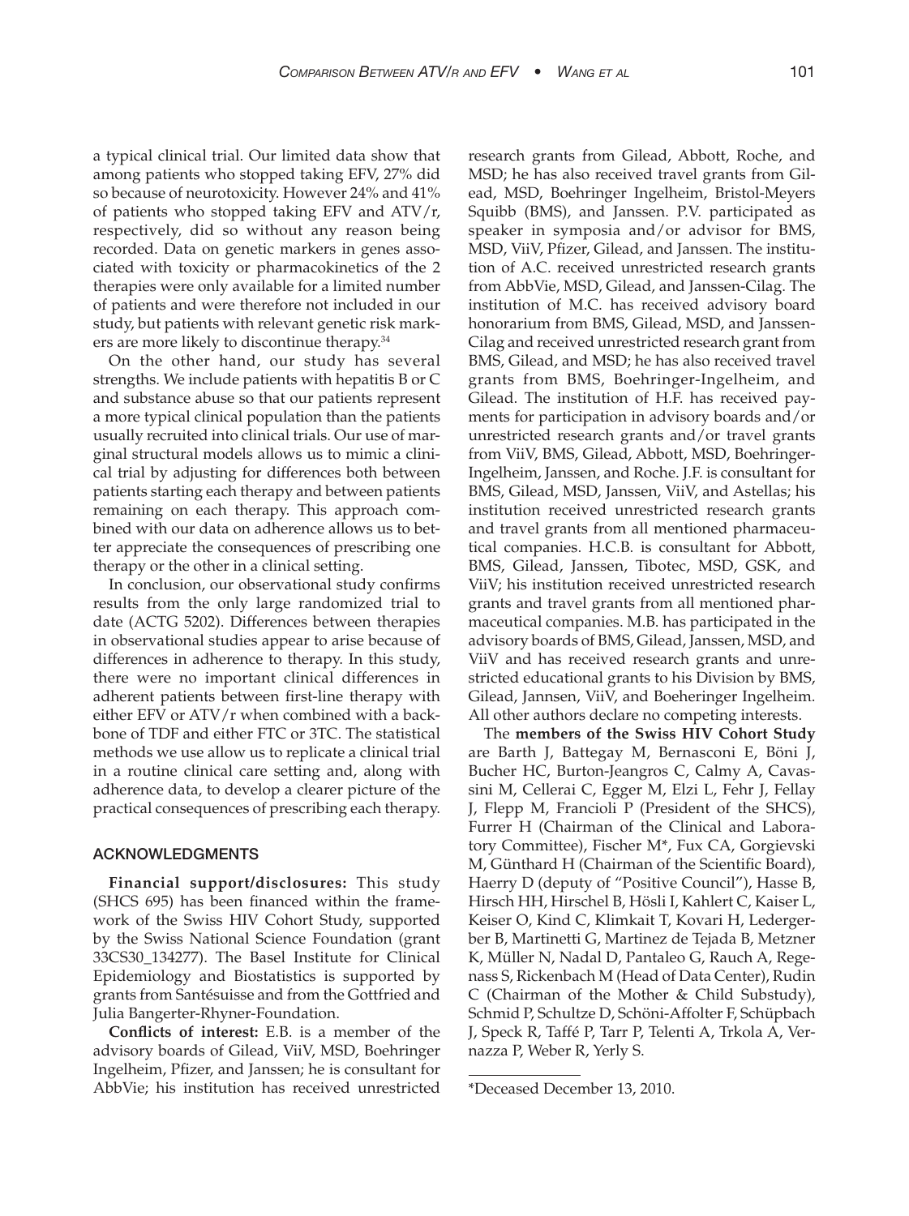a typical clinical trial. Our limited data show that among patients who stopped taking EFV, 27% did so because of neurotoxicity. However 24% and 41% of patients who stopped taking EFV and ATV/r, respectively, did so without any reason being recorded. Data on genetic markers in genes associated with toxicity or pharmacokinetics of the 2 therapies were only available for a limited number of patients and were therefore not included in our study, but patients with relevant genetic risk markers are more likely to discontinue therapy.[34]

On the other hand, our study has several strengths. We include patients with hepatitis B or C and substance abuse so that our patients represent a more typical clinical population than the patients usually recruited into clinical trials. Our use of marginal structural models allows us to mimic a clinical trial by adjusting for differences both between patients starting each therapy and between patients remaining on each therapy. This approach combined with our data on adherence allows us to better appreciate the consequences of prescribing one therapy or the other in a clinical setting.

In conclusion, our observational study confirms results from the only large randomized trial to date (ACTG 5202). Differences between therapies in observational studies appear to arise because of differences in adherence to therapy. In this study, there were no important clinical differences in adherent patients between first-line therapy with either EFV or ATV/r when combined with a backbone of TDF and either FTC or 3TC. The statistical methods we use allow us to replicate a clinical trial in a routine clinical care setting and, along with adherence data, to develop a clearer picture of the practical consequences of prescribing each therapy.

## ACKNOWLEDGMENTS

**Financial support/disclosures:** This study (SHCS 695) has been financed within the framework of the Swiss HIV Cohort Study, supported by the Swiss National Science Foundation (grant 33CS30_134277). The Basel Institute for Clinical Epidemiology and Biostatistics is supported by grants from Santésuisse and from the Gottfried and Julia Bangerter-Rhyner-Foundation.

**Conflicts of interest:** E.B. is a member of the advisory boards of Gilead, ViiV, MSD, Boehringer Ingelheim, Pfizer, and Janssen; he is consultant for AbbVie; his institution has received unrestricted research grants from Gilead, Abbott, Roche, and MSD; he has also received travel grants from Gilead, MSD, Boehringer Ingelheim, Bristol-Meyers Squibb (BMS), and Janssen. P.V. participated as speaker in symposia and/or advisor for BMS, MSD, ViiV, Pfizer, Gilead, and Janssen. The institution of A.C. received unrestricted research grants from AbbVie, MSD, Gilead, and Janssen-Cilag. The institution of M.C. has received advisory board honorarium from BMS, Gilead, MSD, and Janssen-Cilag and received unrestricted research grant from BMS, Gilead, and MSD; he has also received travel grants from BMS, Boehringer-Ingelheim, and Gilead. The institution of H.F. has received payments for participation in advisory boards and/or unrestricted research grants and/or travel grants from ViiV, BMS, Gilead, Abbott, MSD, Boehringer-Ingelheim, Janssen, and Roche. J.F. is consultant for BMS, Gilead, MSD, Janssen, ViiV, and Astellas; his institution received unrestricted research grants and travel grants from all mentioned pharmaceutical companies. H.C.B. is consultant for Abbott, BMS, Gilead, Janssen, Tibotec, MSD, GSK, and ViiV; his institution received unrestricted research grants and travel grants from all mentioned pharmaceutical companies. M.B. has participated in the advisory boards of BMS, Gilead, Janssen, MSD, and ViiV and has received research grants and unrestricted educational grants to his Division by BMS, Gilead, Jannsen, ViiV, and Boeheringer Ingelheim. All other authors declare no competing interests.

The **members of the Swiss HIV Cohort Study** are Barth J, Battegay M, Bernasconi E, Böni J, Bucher HC, Burton-Jeangros C, Calmy A, Cavassini M, Cellerai C, Egger M, Elzi L, Fehr J, Fellay J, Flepp M, Francioli P (President of the SHCS), Furrer H (Chairman of the Clinical and Laboratory Committee), Fischer M*, Fux CA, Gorgievski M, Günthard H (Chairman of the Scientific Board), Haerry D (deputy of "Positive Council"), Hasse B, Hirsch HH, Hirschel B, Hösli I, Kahlert C, Kaiser L, Keiser O, Kind C, Klimkait T, Kovari H, Ledergerber B, Martinetti G, Martinez de Tejada B, Metzner K, Müller N, Nadal D, Pantaleo G, Rauch A, Regenass S, Rickenbach M (Head of Data Center), Rudin C (Chairman of the Mother & Child Substudy), Schmid P, Schultze D, Schöni-Affolter F, Schüpbach J, Speck R, Taffé P, Tarr P, Telenti A, Trkola A, Vernazza P, Weber R, Yerly S.

*Deceased December 13, 2010.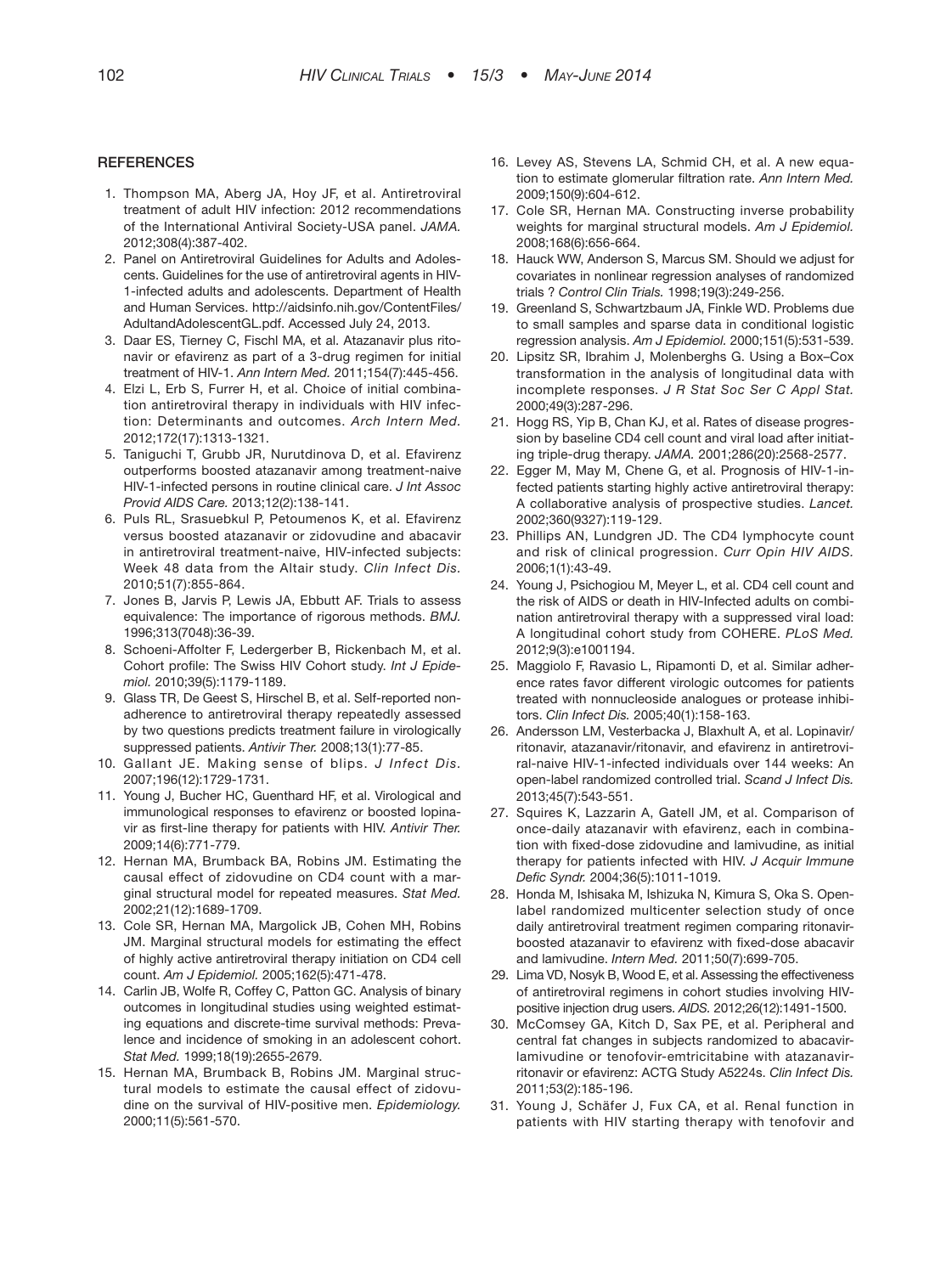## REFERENCES

1. Thompson MA, Aberg JA, Hoy JF, et al. Antiretroviral treatment of adult HIV infection: 2012 recommendations of the International Antiviral Society-USA panel. *JAMA.* 2012;308(4):387-402.
2. Panel on Antiretroviral Guidelines for Adults and Adolescents. Guidelines for the use of antiretroviral agents in HIV-1-infected adults and adolescents. Department of Health and Human Services. http://aidsinfo.nih.gov/ContentFiles/AdultandAdolescentGL.pdf. Accessed July 24, 2013.
3. Daar ES, Tierney C, Fischl MA, et al. Atazanavir plus ritonavir or efavirenz as part of a 3-drug regimen for initial treatment of HIV-1. *Ann Intern Med.* 2011;154(7):445-456.
4. Elzi L, Erb S, Furrer H, et al. Choice of initial combination antiretroviral therapy in individuals with HIV infection: Determinants and outcomes. *Arch Intern Med.* 2012;172(17):1313-1321.
5. Taniguchi T, Grubb JR, Nurutdinova D, et al. Efavirenz outperforms boosted atazanavir among treatment-naive HIV-1-infected persons in routine clinical care. *J Int Assoc Provid AIDS Care.* 2013;12(2):138-141.
6. Puls RL, Srasuebkul P, Petoumenos K, et al. Efavirenz versus boosted atazanavir or zidovudine and abacavir in antiretroviral treatment-naive, HIV-infected subjects: Week 48 data from the Altair study. *Clin Infect Dis.* 2010;51(7):855-864.
7. Jones B, Jarvis P, Lewis JA, Ebbutt AF. Trials to assess equivalence: The importance of rigorous methods. *BMJ.* 1996;313(7048):36-39.
8. Schoeni-Affolter F, Ledergerber B, Rickenbach M, et al. Cohort profile: The Swiss HIV Cohort study. *Int J Epidemiol.* 2010;39(5):1179-1189.
9. Glass TR, De Geest S, Hirschel B, et al. Self-reported non-adherence to antiretroviral therapy repeatedly assessed by two questions predicts treatment failure in virologically suppressed patients. *Antivir Ther.* 2008;13(1):77-85.
10. Gallant JE. Making sense of blips. *J Infect Dis.* 2007;196(12):1729-1731.
11. Young J, Bucher HC, Guenthard HF, et al. Virological and immunological responses to efavirenz or boosted lopinavir as first-line therapy for patients with HIV. *Antivir Ther.* 2009;14(6):771-779.
12. Hernan MA, Brumback BA, Robins JM. Estimating the causal effect of zidovudine on CD4 count with a marginal structural model for repeated measures. *Stat Med.* 2002;21(12):1689-1709.
13. Cole SR, Hernan MA, Margolick JB, Cohen MH, Robins JM. Marginal structural models for estimating the effect of highly active antiretroviral therapy initiation on CD4 cell count. *Am J Epidemiol.* 2005;162(5):471-478.
14. Carlin JB, Wolfe R, Coffey C, Patton GC. Analysis of binary outcomes in longitudinal studies using weighted estimating equations and discrete-time survival methods: Prevalence and incidence of smoking in an adolescent cohort. *Stat Med.* 1999;18(19):2655-2679.
15. Hernan MA, Brumback B, Robins JM. Marginal structural models to estimate the causal effect of zidovudine on the survival of HIV-positive men. *Epidemiology.* 2000;11(5):561-570.
16. Levey AS, Stevens LA, Schmid CH, et al. A new equation to estimate glomerular filtration rate. *Ann Intern Med.* 2009;150(9):604-612.
17. Cole SR, Hernan MA. Constructing inverse probability weights for marginal structural models. *Am J Epidemiol.* 2008;168(6):656-664.
18. Hauck WW, Anderson S, Marcus SM. Should we adjust for covariates in nonlinear regression analyses of randomized trials ? *Control Clin Trials.* 1998;19(3):249-256.
19. Greenland S, Schwartzbaum JA, Finkle WD. Problems due to small samples and sparse data in conditional logistic regression analysis. *Am J Epidemiol.* 2000;151(5):531-539.
20. Lipsitz SR, Ibrahim J, Molenberghs G. Using a Box–Cox transformation in the analysis of longitudinal data with incomplete responses. *J R Stat Soc Ser C Appl Stat.* 2000;49(3):287-296.
21. Hogg RS, Yip B, Chan KJ, et al. Rates of disease progression by baseline CD4 cell count and viral load after initiating triple-drug therapy. *JAMA.* 2001;286(20):2568-2577.
22. Egger M, May M, Chene G, et al. Prognosis of HIV-1-infected patients starting highly active antiretroviral therapy: A collaborative analysis of prospective studies. *Lancet.* 2002;360(9327):119-129.
23. Phillips AN, Lundgren JD. The CD4 lymphocyte count and risk of clinical progression. *Curr Opin HIV AIDS.* 2006;1(1):43-49.
24. Young J, Psichogiou M, Meyer L, et al. CD4 cell count and the risk of AIDS or death in HIV-Infected adults on combination antiretroviral therapy with a suppressed viral load: A longitudinal cohort study from COHERE. *PLoS Med.* 2012;9(3):e1001194.
25. Maggiolo F, Ravasio L, Ripamonti D, et al. Similar adherence rates favor different virologic outcomes for patients treated with nonnucleoside analogues or protease inhibitors. *Clin Infect Dis.* 2005;40(1):158-163.
26. Andersson LM, Vesterbacka J, Blaxhult A, et al. Lopinavir/ritonavir, atazanavir/ritonavir, and efavirenz in antiretroviral-naive HIV-1-infected individuals over 144 weeks: An open-label randomized controlled trial. *Scand J Infect Dis.* 2013;45(7):543-551.
27. Squires K, Lazzarin A, Gatell JM, et al. Comparison of once-daily atazanavir with efavirenz, each in combination with fixed-dose zidovudine and lamivudine, as initial therapy for patients infected with HIV. *J Acquir Immune Defic Syndr.* 2004;36(5):1011-1019.
28. Honda M, Ishisaka M, Ishizuka N, Kimura S, Oka S. Open-label randomized multicenter selection study of once daily antiretroviral treatment regimen comparing ritonavir-boosted atazanavir to efavirenz with fixed-dose abacavir and lamivudine. *Intern Med.* 2011;50(7):699-705.
29. Lima VD, Nosyk B, Wood E, et al. Assessing the effectiveness of antiretroviral regimens in cohort studies involving HIV-positive injection drug users. *AIDS.* 2012;26(12):1491-1500.
30. McComsey GA, Kitch D, Sax PE, et al. Peripheral and central fat changes in subjects randomized to abacavir-lamivudine or tenofovir-emtricitabine with atazanavir-ritonavir or efavirenz: ACTG Study A5224s. *Clin Infect Dis.* 2011;53(2):185-196.
31. Young J, Schäfer J, Fux CA, et al. Renal function in patients with HIV starting therapy with tenofovir and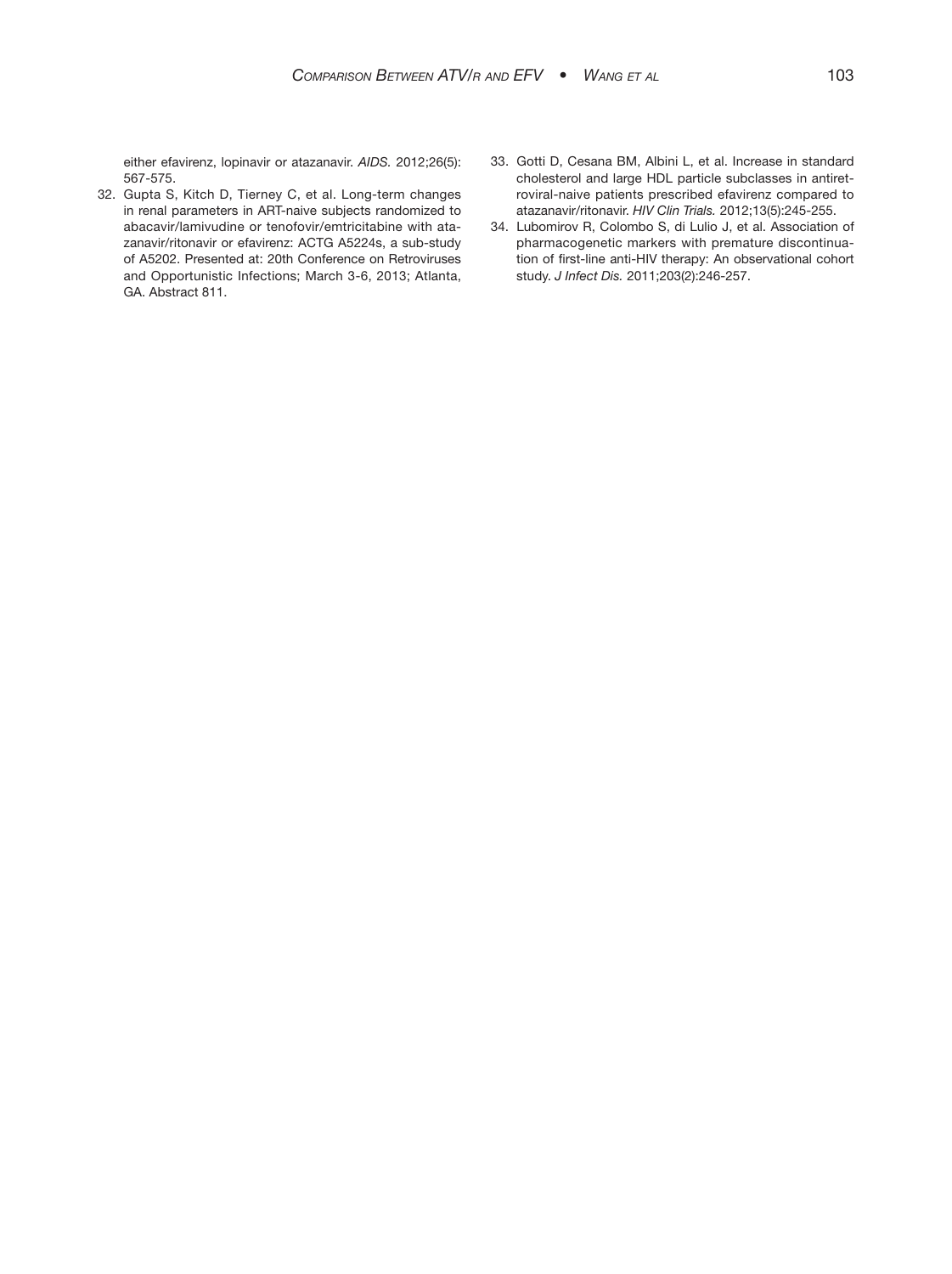either efavirenz, lopinavir or atazanavir. *AIDS.* 2012;26(5): 567-575.

32. Gupta S, Kitch D, Tierney C, et al. Long-term changes in renal parameters in ART-naive subjects randomized to abacavir/lamivudine or tenofovir/emtricitabine with atazanavir/ritonavir or efavirenz: ACTG A5224s, a sub-study of A5202. Presented at: 20th Conference on Retroviruses and Opportunistic Infections; March 3-6, 2013; Atlanta, GA. Abstract 811.
33. Gotti D, Cesana BM, Albini L, et al. Increase in standard cholesterol and large HDL particle subclasses in antiretroviral-naive patients prescribed efavirenz compared to atazanavir/ritonavir. *HIV Clin Trials.* 2012;13(5):245-255.
34. Lubomirov R, Colombo S, di Lulio J, et al. Association of pharmacogenetic markers with premature discontinuation of first-line anti-HIV therapy: An observational cohort study. *J Infect Dis.* 2011;203(2):246-257.